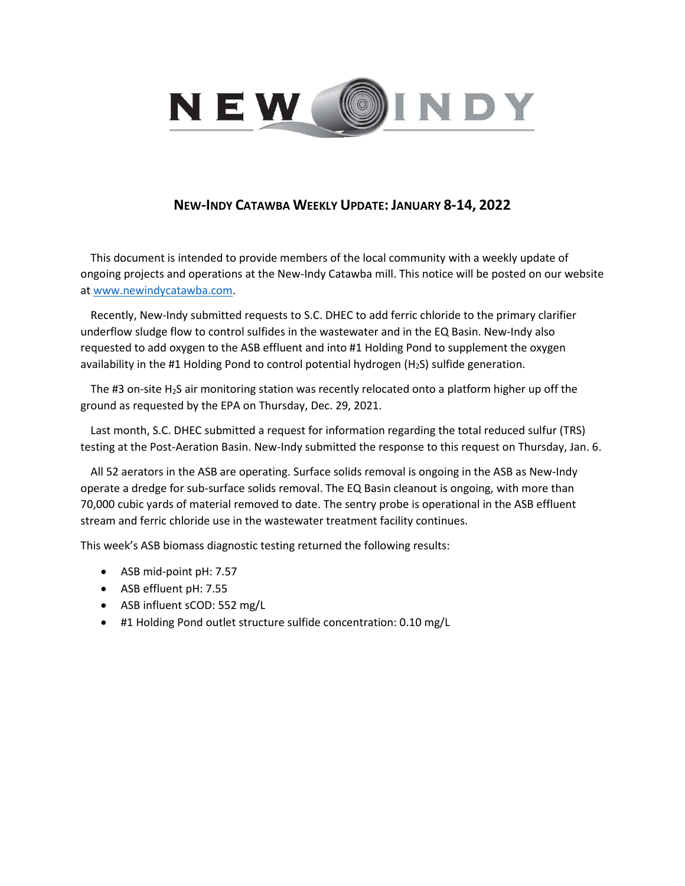## NEW-INDY CATAWBA WEEKLY UPDATE: JANUARY 8-14, 2022

This document is intended to provide members of the local community with a weekly update of ongoing projects and operations at the New-Indy Catawba mill. This notice will be posted on our website at www.newindycatawba.com.

Recently, New-Indy submitted requests to S.C. DHEC to add ferric chloride to the primary clarifier underflow sludge flow to control sulfides in the wastewater and in the EQ Basin. New-Indy also requested to add oxygen to the ASB effluent and into #1 Holding Pond to supplement the oxygen availability in the #1 Holding Pond to control potential hydrogen ($H_2S$) sulfide generation.

The #3 on-site $H_2S$ air monitoring station was recently relocated onto a platform higher up off the ground as requested by the EPA on Thursday, Dec. 29, 2021.

Last month, S.C. DHEC submitted a request for information regarding the total reduced sulfur (TRS) testing at the Post-Aeration Basin. New-Indy submitted the response to this request on Thursday, Jan. 6.

All 52 aerators in the ASB are operating. Surface solids removal is ongoing in the ASB as New-Indy operate a dredge for sub-surface solids removal. The EQ Basin cleanout is ongoing, with more than 70,000 cubic yards of material removed to date. The sentry probe is operational in the ASB effluent stream and ferric chloride use in the wastewater treatment facility continues.

This week's ASB biomass diagnostic testing returned the following results:

- ASB mid-point pH: 7.57
- ASB effluent pH: 7.55
- ASB influent sCOD: 552 mg/L
- #1 Holding Pond outlet structure sulfide concentration: 0.10 mg/L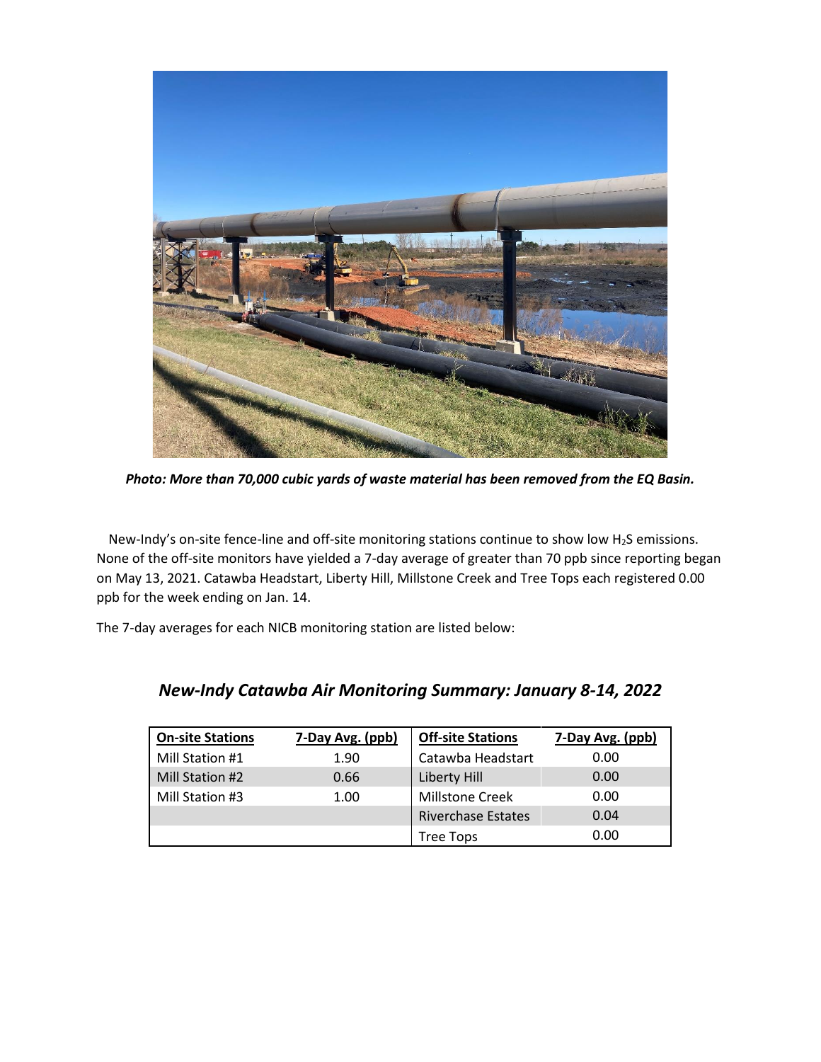*Photo: More than 70,000 cubic yards of waste material has been removed from the EQ Basin.*

New-Indy's on-site fence-line and off-site monitoring stations continue to show low $H_2S$ emissions. None of the off-site monitors have yielded a 7-day average of greater than 70 ppb since reporting began on May 13, 2021. Catawba Headstart, Liberty Hill, Millstone Creek and Tree Tops each registered 0.00 ppb for the week ending on Jan. 14.

The 7-day averages for each NICB monitoring station are listed below:

## *New-Indy Catawba Air Monitoring Summary: January 8-14, 2022*

| On-site Stations | 7-Day Avg. (ppb) | Off-site Stations | 7-Day Avg. (ppb) |
|---|---|---|---|
| Mill Station #1 | 1.90 | Catawba Headstart | 0.00 |
| Mill Station #2 | 0.66 | Liberty Hill | 0.00 |
| Mill Station #3 | 1.00 | Millstone Creek | 0.00 |
| | | Riverchase Estates | 0.04 |
| | | Tree Tops | 0.00 |